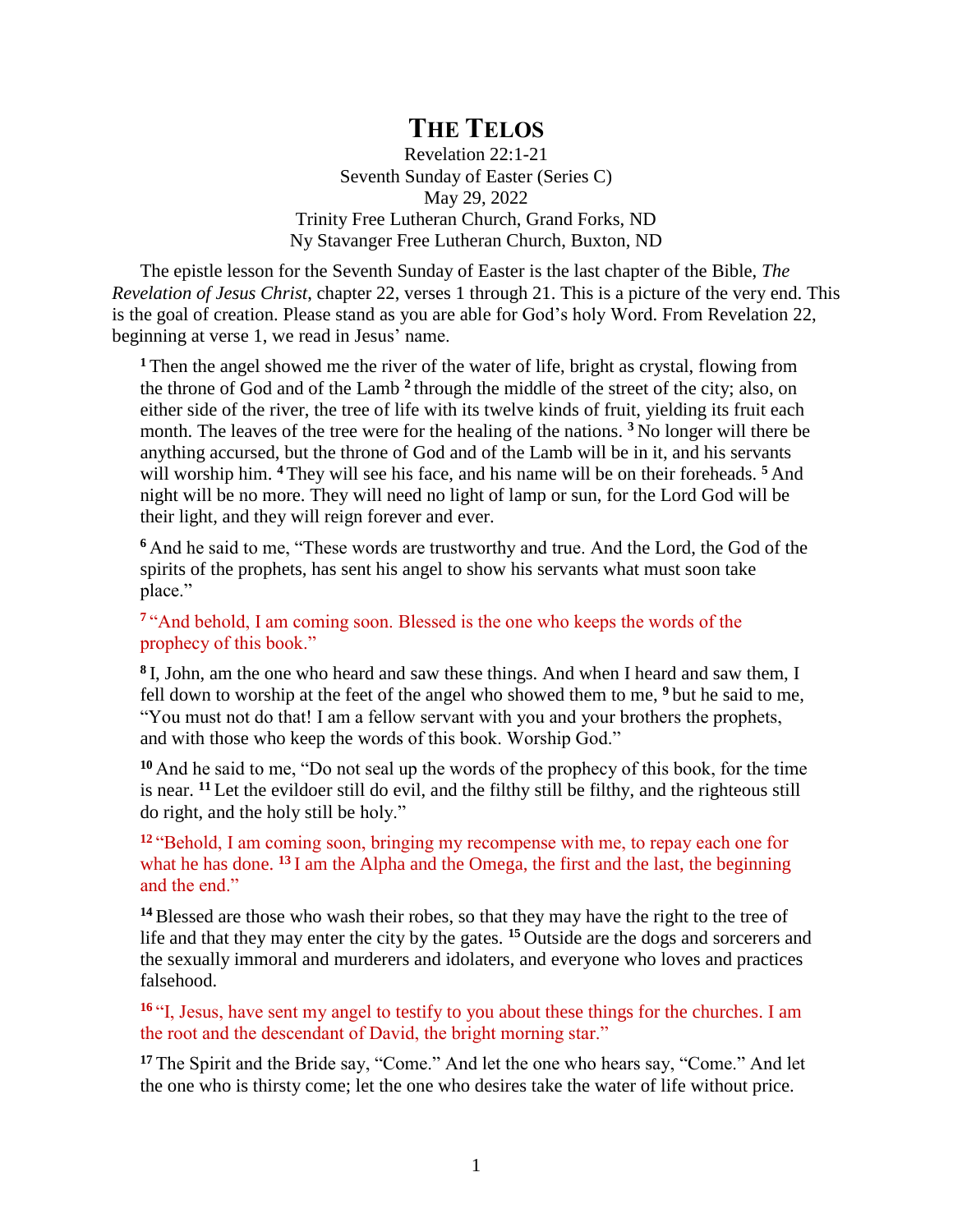# The Telos

Revelation 22:1-21
Seventh Sunday of Easter (Series C)
May 29, 2022
Trinity Free Lutheran Church, Grand Forks, ND
Ny Stavanger Free Lutheran Church, Buxton, ND

The epistle lesson for the Seventh Sunday of Easter is the last chapter of the Bible, *The Revelation of Jesus Christ*, chapter 22, verses 1 through 21. This is a picture of the very end. This is the goal of creation. Please stand as you are able for God's holy Word. From Revelation 22, beginning at verse 1, we read in Jesus' name.

> **1** Then the angel showed me the river of the water of life, bright as crystal, flowing from the throne of God and of the Lamb **2** through the middle of the street of the city; also, on either side of the river, the tree of life with its twelve kinds of fruit, yielding its fruit each month. The leaves of the tree were for the healing of the nations. **3** No longer will there be anything accursed, but the throne of God and of the Lamb will be in it, and his servants will worship him. **4** They will see his face, and his name will be on their foreheads. **5** And night will be no more. They will need no light of lamp or sun, for the Lord God will be their light, and they will reign forever and ever.
>
> **6** And he said to me, "These words are trustworthy and true. And the Lord, the God of the spirits of the prophets, has sent his angel to show his servants what must soon take place."
>
> **7** "And behold, I am coming soon. Blessed is the one who keeps the words of the prophecy of this book."
>
> **8** I, John, am the one who heard and saw these things. And when I heard and saw them, I fell down to worship at the feet of the angel who showed them to me, **9** but he said to me, "You must not do that! I am a fellow servant with you and your brothers the prophets, and with those who keep the words of this book. Worship God."
>
> **10** And he said to me, "Do not seal up the words of the prophecy of this book, for the time is near. **11** Let the evildoer still do evil, and the filthy still be filthy, and the righteous still do right, and the holy still be holy."
>
> **12** "Behold, I am coming soon, bringing my recompense with me, to repay each one for what he has done. **13** I am the Alpha and the Omega, the first and the last, the beginning and the end."
>
> **14** Blessed are those who wash their robes, so that they may have the right to the tree of life and that they may enter the city by the gates. **15** Outside are the dogs and sorcerers and the sexually immoral and murderers and idolaters, and everyone who loves and practices falsehood.
>
> **16** "I, Jesus, have sent my angel to testify to you about these things for the churches. I am the root and the descendant of David, the bright morning star."
>
> **17** The Spirit and the Bride say, "Come." And let the one who hears say, "Come." And let the one who is thirsty come; let the one who desires take the water of life without price.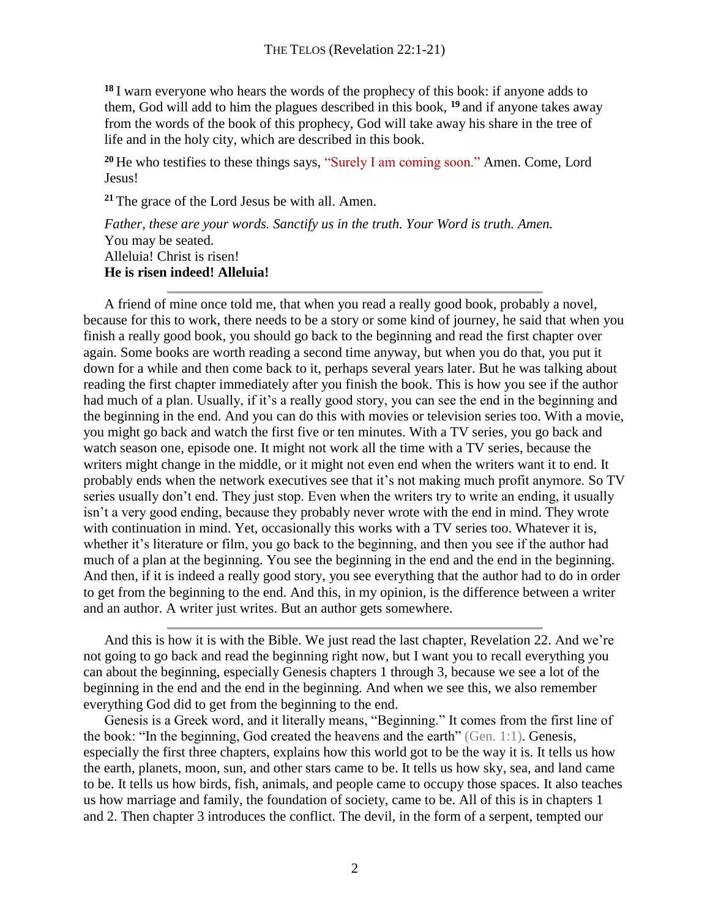**18** I warn everyone who hears the words of the prophecy of this book: if anyone adds to them, God will add to him the plagues described in this book, **19** and if anyone takes away from the words of the book of this prophecy, God will take away his share in the tree of life and in the holy city, which are described in this book.

**20** He who testifies to these things says, "Surely I am coming soon." Amen. Come, Lord Jesus!

**21** The grace of the Lord Jesus be with all. Amen.

*Father, these are your words. Sanctify us in the truth. Your Word is truth. Amen.*
You may be seated.
Alleluia! Christ is risen!
**He is risen indeed! Alleluia!**

---

A friend of mine once told me, that when you read a really good book, probably a novel, because for this to work, there needs to be a story or some kind of journey, he said that when you finish a really good book, you should go back to the beginning and read the first chapter over again. Some books are worth reading a second time anyway, but when you do that, you put it down for a while and then come back to it, perhaps several years later. But he was talking about reading the first chapter immediately after you finish the book. This is how you see if the author had much of a plan. Usually, if it's a really good story, you can see the end in the beginning and the beginning in the end. And you can do this with movies or television series too. With a movie, you might go back and watch the first five or ten minutes. With a TV series, you go back and watch season one, episode one. It might not work all the time with a TV series, because the writers might change in the middle, or it might not even end when the writers want it to end. It probably ends when the network executives see that it's not making much profit anymore. So TV series usually don't end. They just stop. Even when the writers try to write an ending, it usually isn't a very good ending, because they probably never wrote with the end in mind. They wrote with continuation in mind. Yet, occasionally this works with a TV series too. Whatever it is, whether it's literature or film, you go back to the beginning, and then you see if the author had much of a plan at the beginning. You see the beginning in the end and the end in the beginning. And then, if it is indeed a really good story, you see everything that the author had to do in order to get from the beginning to the end. And this, in my opinion, is the difference between a writer and an author. A writer just writes. But an author gets somewhere.

---

And this is how it is with the Bible. We just read the last chapter, Revelation 22. And we're not going to go back and read the beginning right now, but I want you to recall everything you can about the beginning, especially Genesis chapters 1 through 3, because we see a lot of the beginning in the end and the end in the beginning. And when we see this, we also remember everything God did to get from the beginning to the end.

Genesis is a Greek word, and it literally means, "Beginning." It comes from the first line of the book: "In the beginning, God created the heavens and the earth" (Gen. 1:1). Genesis, especially the first three chapters, explains how this world got to be the way it is. It tells us how the earth, planets, moon, sun, and other stars came to be. It tells us how sky, sea, and land came to be. It tells us how birds, fish, animals, and people came to occupy those spaces. It also teaches us how marriage and family, the foundation of society, came to be. All of this is in chapters 1 and 2. Then chapter 3 introduces the conflict. The devil, in the form of a serpent, tempted our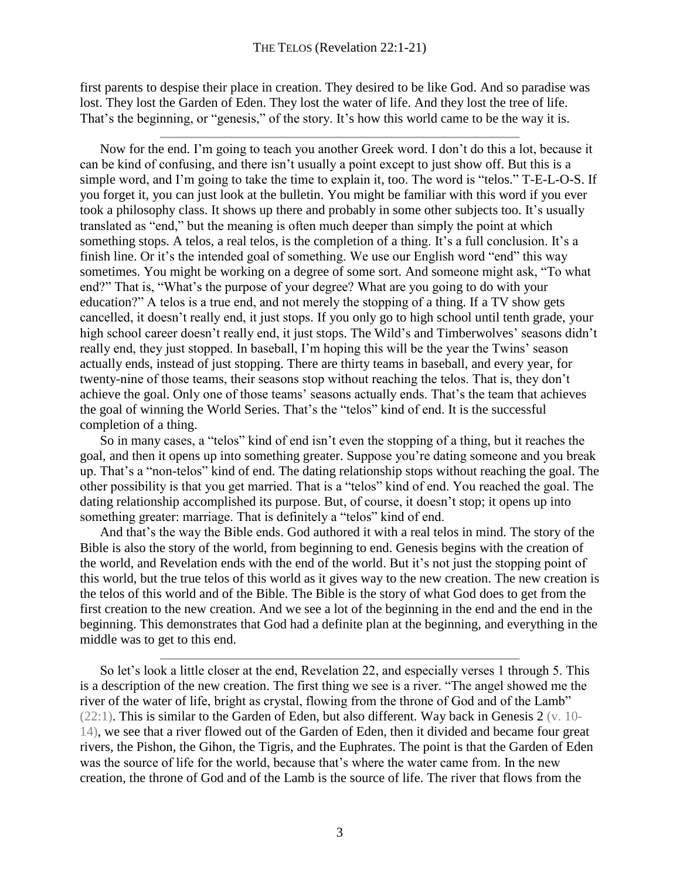first parents to despise their place in creation. They desired to be like God. And so paradise was lost. They lost the Garden of Eden. They lost the water of life. And they lost the tree of life. That's the beginning, or "genesis," of the story. It's how this world came to be the way it is.

---

Now for the end. I'm going to teach you another Greek word. I don't do this a lot, because it can be kind of confusing, and there isn't usually a point except to just show off. But this is a simple word, and I'm going to take the time to explain it, too. The word is "telos." T-E-L-O-S. If you forget it, you can just look at the bulletin. You might be familiar with this word if you ever took a philosophy class. It shows up there and probably in some other subjects too. It's usually translated as "end," but the meaning is often much deeper than simply the point at which something stops. A telos, a real telos, is the completion of a thing. It's a full conclusion. It's a finish line. Or it's the intended goal of something. We use our English word "end" this way sometimes. You might be working on a degree of some sort. And someone might ask, "To what end?" That is, "What's the purpose of your degree? What are you going to do with your education?" A telos is a true end, and not merely the stopping of a thing. If a TV show gets cancelled, it doesn't really end, it just stops. If you only go to high school until tenth grade, your high school career doesn't really end, it just stops. The Wild's and Timberwolves' seasons didn't really end, they just stopped. In baseball, I'm hoping this will be the year the Twins' season actually ends, instead of just stopping. There are thirty teams in baseball, and every year, for twenty-nine of those teams, their seasons stop without reaching the telos. That is, they don't achieve the goal. Only one of those teams' seasons actually ends. That's the team that achieves the goal of winning the World Series. That's the "telos" kind of end. It is the successful completion of a thing.

So in many cases, a "telos" kind of end isn't even the stopping of a thing, but it reaches the goal, and then it opens up into something greater. Suppose you're dating someone and you break up. That's a "non-telos" kind of end. The dating relationship stops without reaching the goal. The other possibility is that you get married. That is a "telos" kind of end. You reached the goal. The dating relationship accomplished its purpose. But, of course, it doesn't stop; it opens up into something greater: marriage. That is definitely a "telos" kind of end.

And that's the way the Bible ends. God authored it with a real telos in mind. The story of the Bible is also the story of the world, from beginning to end. Genesis begins with the creation of the world, and Revelation ends with the end of the world. But it's not just the stopping point of this world, but the true telos of this world as it gives way to the new creation. The new creation is the telos of this world and of the Bible. The Bible is the story of what God does to get from the first creation to the new creation. And we see a lot of the beginning in the end and the end in the beginning. This demonstrates that God had a definite plan at the beginning, and everything in the middle was to get to this end.

---

So let's look a little closer at the end, Revelation 22, and especially verses 1 through 5. This is a description of the new creation. The first thing we see is a river. "The angel showed me the river of the water of life, bright as crystal, flowing from the throne of God and of the Lamb" (22:1). This is similar to the Garden of Eden, but also different. Way back in Genesis 2 (v. 10-14), we see that a river flowed out of the Garden of Eden, then it divided and became four great rivers, the Pishon, the Gihon, the Tigris, and the Euphrates. The point is that the Garden of Eden was the source of life for the world, because that's where the water came from. In the new creation, the throne of God and of the Lamb is the source of life. The river that flows from the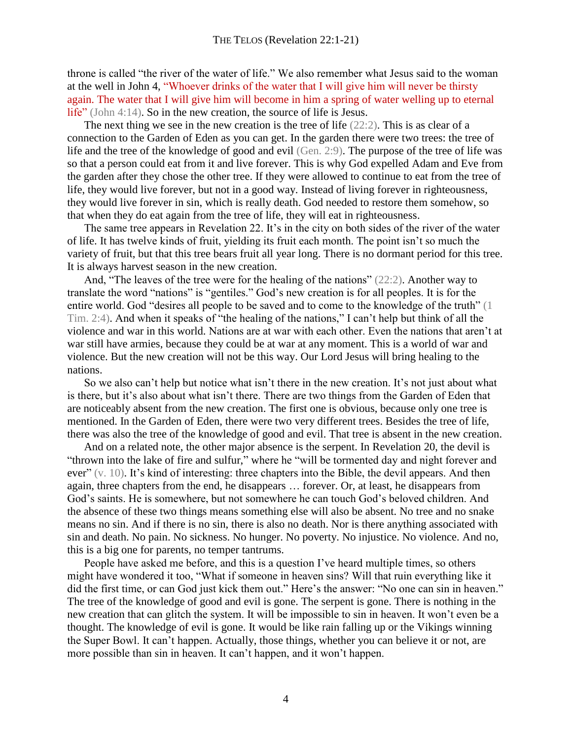throne is called "the river of the water of life." We also remember what Jesus said to the woman at the well in John 4, "Whoever drinks of the water that I will give him will never be thirsty again. The water that I will give him will become in him a spring of water welling up to eternal life" (John 4:14). So in the new creation, the source of life is Jesus.

The next thing we see in the new creation is the tree of life (22:2). This is as clear of a connection to the Garden of Eden as you can get. In the garden there were two trees: the tree of life and the tree of the knowledge of good and evil (Gen. 2:9). The purpose of the tree of life was so that a person could eat from it and live forever. This is why God expelled Adam and Eve from the garden after they chose the other tree. If they were allowed to continue to eat from the tree of life, they would live forever, but not in a good way. Instead of living forever in righteousness, they would live forever in sin, which is really death. God needed to restore them somehow, so that when they do eat again from the tree of life, they will eat in righteousness.

The same tree appears in Revelation 22. It's in the city on both sides of the river of the water of life. It has twelve kinds of fruit, yielding its fruit each month. The point isn't so much the variety of fruit, but that this tree bears fruit all year long. There is no dormant period for this tree. It is always harvest season in the new creation.

And, "The leaves of the tree were for the healing of the nations" (22:2). Another way to translate the word "nations" is "gentiles." God's new creation is for all peoples. It is for the entire world. God "desires all people to be saved and to come to the knowledge of the truth" (1 Tim. 2:4). And when it speaks of "the healing of the nations," I can't help but think of all the violence and war in this world. Nations are at war with each other. Even the nations that aren't at war still have armies, because they could be at war at any moment. This is a world of war and violence. But the new creation will not be this way. Our Lord Jesus will bring healing to the nations.

So we also can't help but notice what isn't there in the new creation. It's not just about what is there, but it's also about what isn't there. There are two things from the Garden of Eden that are noticeably absent from the new creation. The first one is obvious, because only one tree is mentioned. In the Garden of Eden, there were two very different trees. Besides the tree of life, there was also the tree of the knowledge of good and evil. That tree is absent in the new creation.

And on a related note, the other major absence is the serpent. In Revelation 20, the devil is "thrown into the lake of fire and sulfur," where he "will be tormented day and night forever and ever" (v. 10). It's kind of interesting: three chapters into the Bible, the devil appears. And then again, three chapters from the end, he disappears … forever. Or, at least, he disappears from God's saints. He is somewhere, but not somewhere he can touch God's beloved children. And the absence of these two things means something else will also be absent. No tree and no snake means no sin. And if there is no sin, there is also no death. Nor is there anything associated with sin and death. No pain. No sickness. No hunger. No poverty. No injustice. No violence. And no, this is a big one for parents, no temper tantrums.

People have asked me before, and this is a question I've heard multiple times, so others might have wondered it too, "What if someone in heaven sins? Will that ruin everything like it did the first time, or can God just kick them out." Here's the answer: "No one can sin in heaven." The tree of the knowledge of good and evil is gone. The serpent is gone. There is nothing in the new creation that can glitch the system. It will be impossible to sin in heaven. It won't even be a thought. The knowledge of evil is gone. It would be like rain falling up or the Vikings winning the Super Bowl. It can't happen. Actually, those things, whether you can believe it or not, are more possible than sin in heaven. It can't happen, and it won't happen.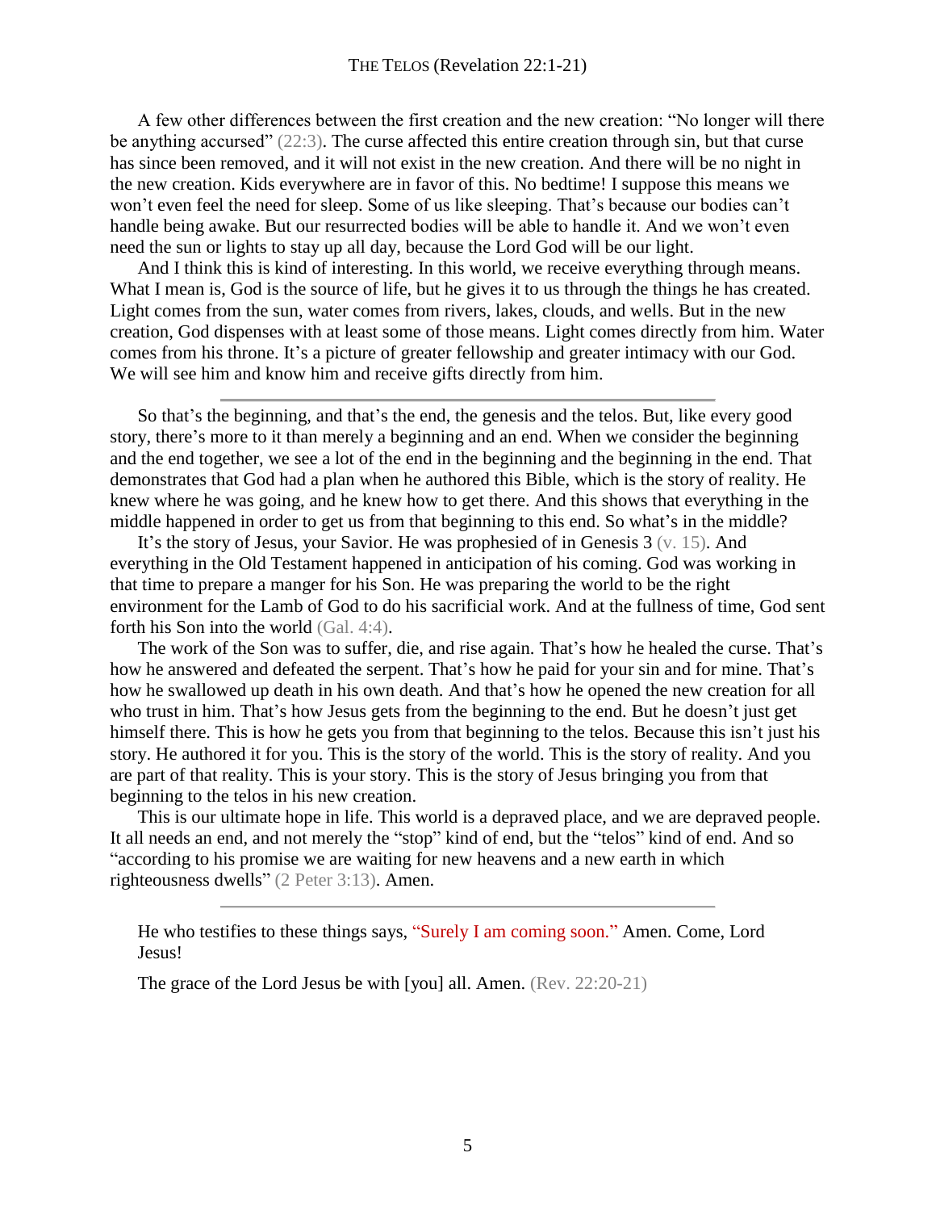A few other differences between the first creation and the new creation: "No longer will there be anything accursed" (22:3). The curse affected this entire creation through sin, but that curse has since been removed, and it will not exist in the new creation. And there will be no night in the new creation. Kids everywhere are in favor of this. No bedtime! I suppose this means we won't even feel the need for sleep. Some of us like sleeping. That's because our bodies can't handle being awake. But our resurrected bodies will be able to handle it. And we won't even need the sun or lights to stay up all day, because the Lord God will be our light.

And I think this is kind of interesting. In this world, we receive everything through means. What I mean is, God is the source of life, but he gives it to us through the things he has created. Light comes from the sun, water comes from rivers, lakes, clouds, and wells. But in the new creation, God dispenses with at least some of those means. Light comes directly from him. Water comes from his throne. It's a picture of greater fellowship and greater intimacy with our God. We will see him and know him and receive gifts directly from him.

---

So that's the beginning, and that's the end, the genesis and the telos. But, like every good story, there's more to it than merely a beginning and an end. When we consider the beginning and the end together, we see a lot of the end in the beginning and the beginning in the end. That demonstrates that God had a plan when he authored this Bible, which is the story of reality. He knew where he was going, and he knew how to get there. And this shows that everything in the middle happened in order to get us from that beginning to this end. So what's in the middle?

It's the story of Jesus, your Savior. He was prophesied of in Genesis 3 (v. 15). And everything in the Old Testament happened in anticipation of his coming. God was working in that time to prepare a manger for his Son. He was preparing the world to be the right environment for the Lamb of God to do his sacrificial work. And at the fullness of time, God sent forth his Son into the world (Gal. 4:4).

The work of the Son was to suffer, die, and rise again. That's how he healed the curse. That's how he answered and defeated the serpent. That's how he paid for your sin and for mine. That's how he swallowed up death in his own death. And that's how he opened the new creation for all who trust in him. That's how Jesus gets from the beginning to the end. But he doesn't just get himself there. This is how he gets you from that beginning to the telos. Because this isn't just his story. He authored it for you. This is the story of the world. This is the story of reality. And you are part of that reality. This is your story. This is the story of Jesus bringing you from that beginning to the telos in his new creation.

This is our ultimate hope in life. This world is a depraved place, and we are depraved people. It all needs an end, and not merely the "stop" kind of end, but the "telos" kind of end. And so "according to his promise we are waiting for new heavens and a new earth in which righteousness dwells" (2 Peter 3:13). Amen.

---

> He who testifies to these things says, "Surely I am coming soon." Amen. Come, Lord Jesus!
>
> The grace of the Lord Jesus be with [you] all. Amen. (Rev. 22:20-21)